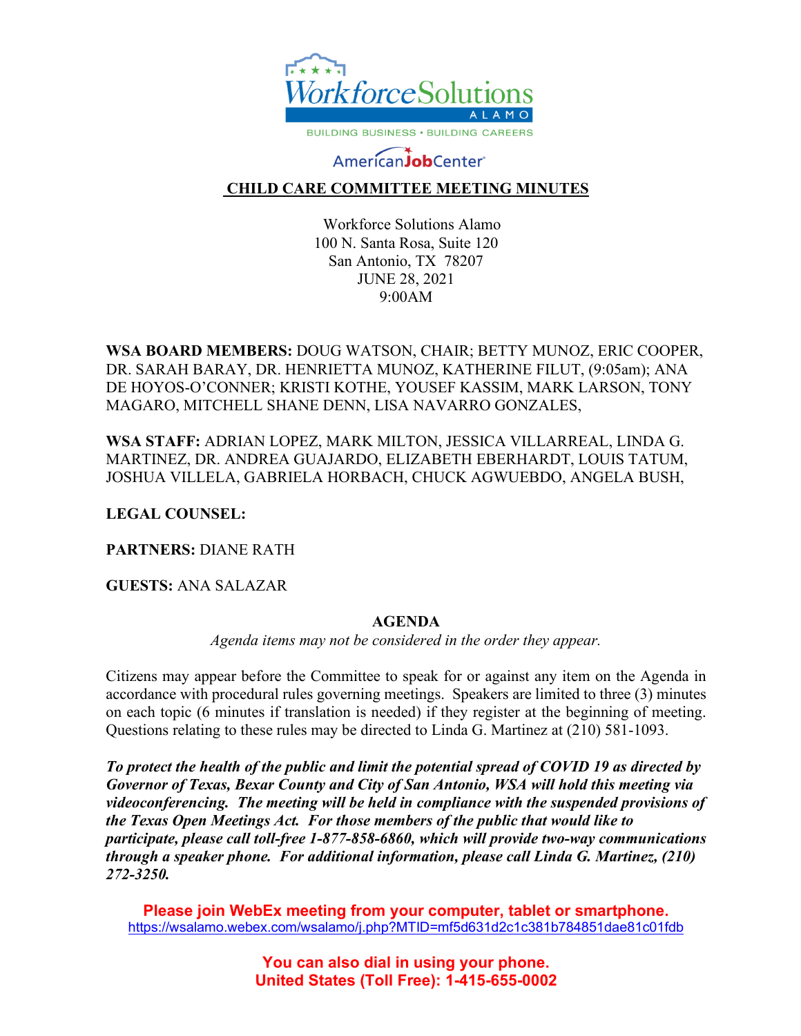# CHILD CARE COMMITTEE MEETING MINUTES

Workforce Solutions Alamo
100 N. Santa Rosa, Suite 120
San Antonio, TX 78207
JUNE 28, 2021
9:00AM

**WSA BOARD MEMBERS:** DOUG WATSON, CHAIR; BETTY MUNOZ, ERIC COOPER, DR. SARAH BARAY, DR. HENRIETTA MUNOZ, KATHERINE FILUT, (9:05am); ANA DE HOYOS-O'CONNER; KRISTI KOTHE, YOUSEF KASSIM, MARK LARSON, TONY MAGARO, MITCHELL SHANE DENN, LISA NAVARRO GONZALES,

**WSA STAFF:** ADRIAN LOPEZ, MARK MILTON, JESSICA VILLARREAL, LINDA G. MARTINEZ, DR. ANDREA GUAJARDO, ELIZABETH EBERHARDT, LOUIS TATUM, JOSHUA VILLELA, GABRIELA HORBACH, CHUCK AGWUEBDO, ANGELA BUSH,

**LEGAL COUNSEL:**

**PARTNERS:** DIANE RATH

**GUESTS:** ANA SALAZAR

## AGENDA

*Agenda items may not be considered in the order they appear.*

Citizens may appear before the Committee to speak for or against any item on the Agenda in accordance with procedural rules governing meetings. Speakers are limited to three (3) minutes on each topic (6 minutes if translation is needed) if they register at the beginning of meeting. Questions relating to these rules may be directed to Linda G. Martinez at (210) 581-1093.

***To protect the health of the public and limit the potential spread of COVID 19 as directed by Governor of Texas, Bexar County and City of San Antonio, WSA will hold this meeting via videoconferencing. The meeting will be held in compliance with the suspended provisions of the Texas Open Meetings Act. For those members of the public that would like to participate, please call toll-free 1-877-858-6860, which will provide two-way communications through a speaker phone. For additional information, please call Linda G. Martinez, (210) 272-3250.***

**Please join WebEx meeting from your computer, tablet or smartphone.**
https://wsalamo.webex.com/wsalamo/j.php?MTID=mf5d631d2c1c381b784851dae81c01fdb

**You can also dial in using your phone.**
**United States (Toll Free): 1-415-655-0002**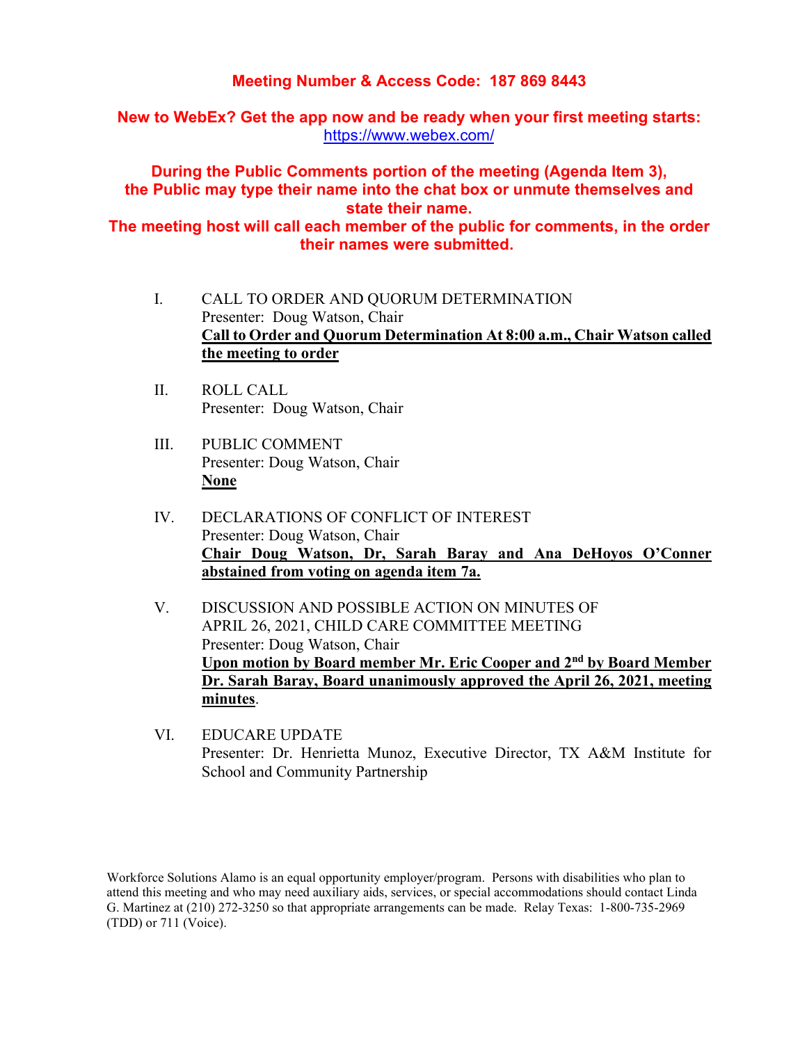**Meeting Number & Access Code: 187 869 8443**

**New to WebEx? Get the app now and be ready when your first meeting starts:** [https://www.webex.com/](https://www.webex.com/)

**During the Public Comments portion of the meeting (Agenda Item 3), the Public may type their name into the chat box or unmute themselves and state their name.**
**The meeting host will call each member of the public for comments, in the order their names were submitted.**

I. CALL TO ORDER AND QUORUM DETERMINATION
Presenter: Doug Watson, Chair
**Call to Order and Quorum Determination At 8:00 a.m., Chair Watson called the meeting to order**

II. ROLL CALL
Presenter: Doug Watson, Chair

III. PUBLIC COMMENT
Presenter: Doug Watson, Chair
**None**

IV. DECLARATIONS OF CONFLICT OF INTEREST
Presenter: Doug Watson, Chair
**Chair Doug Watson, Dr, Sarah Baray and Ana DeHoyos O'Conner abstained from voting on agenda item 7a.**

V. DISCUSSION AND POSSIBLE ACTION ON MINUTES OF APRIL 26, 2021, CHILD CARE COMMITTEE MEETING
Presenter: Doug Watson, Chair
**Upon motion by Board member Mr. Eric Cooper and 2nd by Board Member Dr. Sarah Baray, Board unanimously approved the April 26, 2021, meeting minutes**.

VI. EDUCARE UPDATE
Presenter: Dr. Henrietta Munoz, Executive Director, TX A&M Institute for School and Community Partnership

Workforce Solutions Alamo is an equal opportunity employer/program. Persons with disabilities who plan to attend this meeting and who may need auxiliary aids, services, or special accommodations should contact Linda G. Martinez at (210) 272-3250 so that appropriate arrangements can be made. Relay Texas: 1-800-735-2969 (TDD) or 711 (Voice).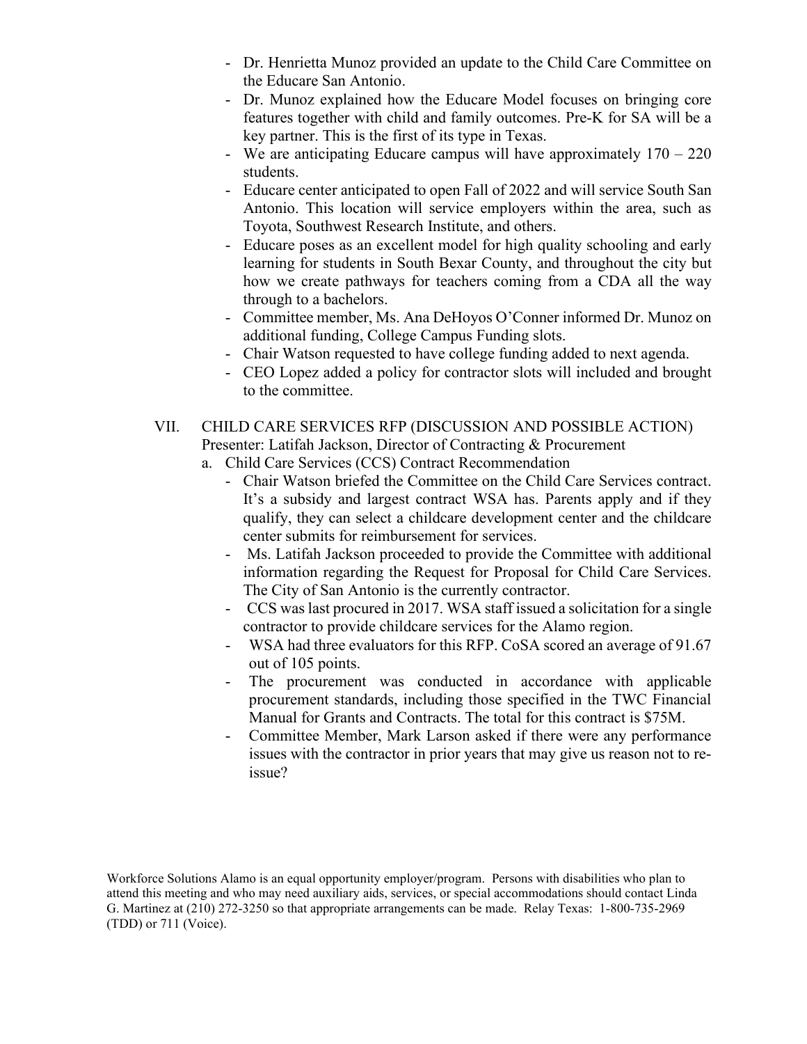- Dr. Henrietta Munoz provided an update to the Child Care Committee on the Educare San Antonio.
- Dr. Munoz explained how the Educare Model focuses on bringing core features together with child and family outcomes. Pre-K for SA will be a key partner. This is the first of its type in Texas.
- We are anticipating Educare campus will have approximately 170 – 220 students.
- Educare center anticipated to open Fall of 2022 and will service South San Antonio. This location will service employers within the area, such as Toyota, Southwest Research Institute, and others.
- Educare poses as an excellent model for high quality schooling and early learning for students in South Bexar County, and throughout the city but how we create pathways for teachers coming from a CDA all the way through to a bachelors.
- Committee member, Ms. Ana DeHoyos O'Conner informed Dr. Munoz on additional funding, College Campus Funding slots.
- Chair Watson requested to have college funding added to next agenda.
- CEO Lopez added a policy for contractor slots will included and brought to the committee.

VII. CHILD CARE SERVICES RFP (DISCUSSION AND POSSIBLE ACTION)
Presenter: Latifah Jackson, Director of Contracting & Procurement

a. Child Care Services (CCS) Contract Recommendation
   - Chair Watson briefed the Committee on the Child Care Services contract. It's a subsidy and largest contract WSA has. Parents apply and if they qualify, they can select a childcare development center and the childcare center submits for reimbursement for services.
   - Ms. Latifah Jackson proceeded to provide the Committee with additional information regarding the Request for Proposal for Child Care Services. The City of San Antonio is the currently contractor.
   - CCS was last procured in 2017. WSA staff issued a solicitation for a single contractor to provide childcare services for the Alamo region.
   - WSA had three evaluators for this RFP. CoSA scored an average of 91.67 out of 105 points.
   - The procurement was conducted in accordance with applicable procurement standards, including those specified in the TWC Financial Manual for Grants and Contracts. The total for this contract is $75M.
   - Committee Member, Mark Larson asked if there were any performance issues with the contractor in prior years that may give us reason not to re-issue?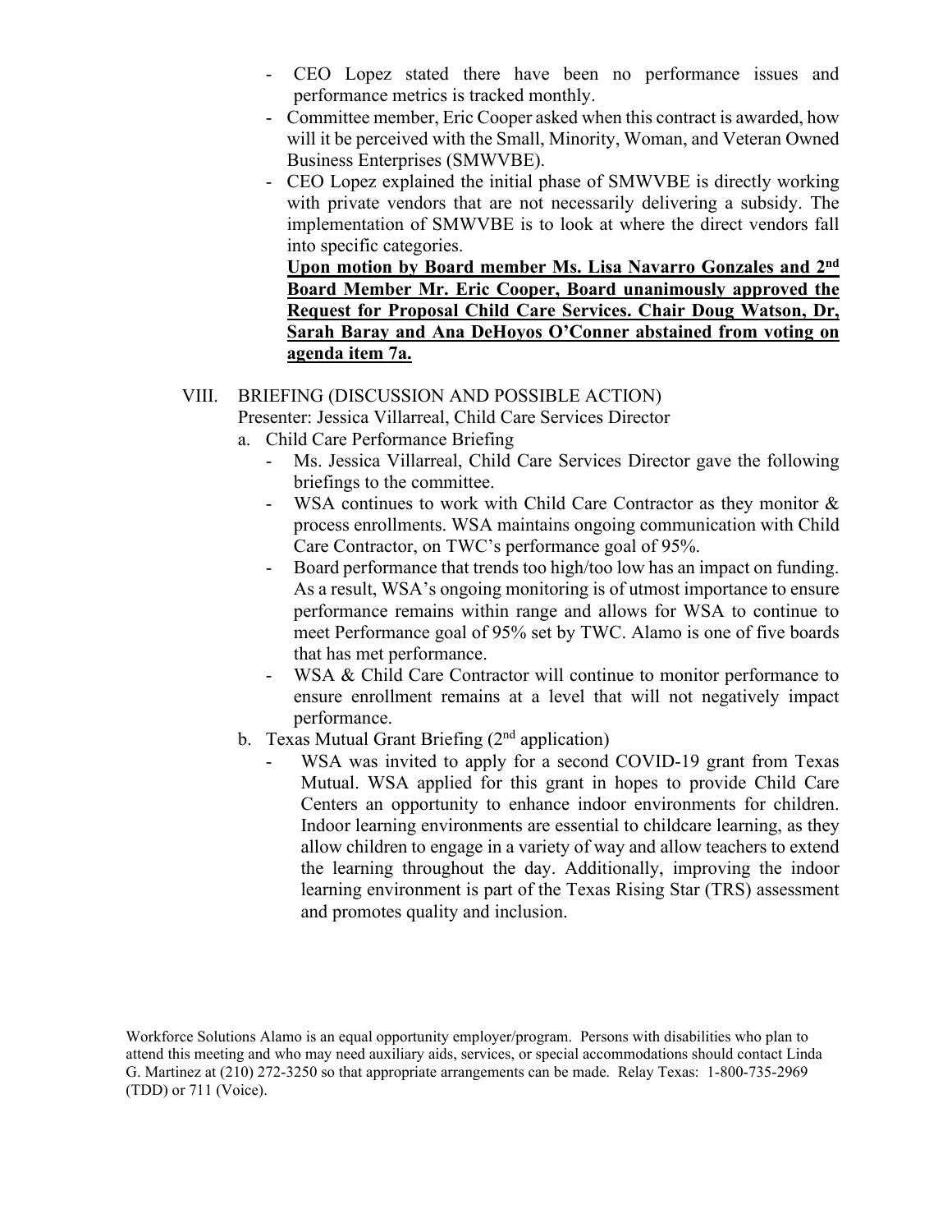- CEO Lopez stated there have been no performance issues and performance metrics is tracked monthly.
- Committee member, Eric Cooper asked when this contract is awarded, how will it be perceived with the Small, Minority, Woman, and Veteran Owned Business Enterprises (SMWVBE).
- CEO Lopez explained the initial phase of SMWVBE is directly working with private vendors that are not necessarily delivering a subsidy. The implementation of SMWVBE is to look at where the direct vendors fall into specific categories.

  **Upon motion by Board member Ms. Lisa Navarro Gonzales and 2nd Board Member Mr. Eric Cooper, Board unanimously approved the Request for Proposal Child Care Services. Chair Doug Watson, Dr, Sarah Baray and Ana DeHoyos O'Conner abstained from voting on agenda item 7a.**

VIII. BRIEFING (DISCUSSION AND POSSIBLE ACTION)

Presenter: Jessica Villarreal, Child Care Services Director

a. Child Care Performance Briefing
   - Ms. Jessica Villarreal, Child Care Services Director gave the following briefings to the committee.
   - WSA continues to work with Child Care Contractor as they monitor & process enrollments. WSA maintains ongoing communication with Child Care Contractor, on TWC's performance goal of 95%.
   - Board performance that trends too high/too low has an impact on funding. As a result, WSA's ongoing monitoring is of utmost importance to ensure performance remains within range and allows for WSA to continue to meet Performance goal of 95% set by TWC. Alamo is one of five boards that has met performance.
   - WSA & Child Care Contractor will continue to monitor performance to ensure enrollment remains at a level that will not negatively impact performance.

b. Texas Mutual Grant Briefing (2nd application)
   - WSA was invited to apply for a second COVID-19 grant from Texas Mutual. WSA applied for this grant in hopes to provide Child Care Centers an opportunity to enhance indoor environments for children. Indoor learning environments are essential to childcare learning, as they allow children to engage in a variety of way and allow teachers to extend the learning throughout the day. Additionally, improving the indoor learning environment is part of the Texas Rising Star (TRS) assessment and promotes quality and inclusion.

Workforce Solutions Alamo is an equal opportunity employer/program. Persons with disabilities who plan to attend this meeting and who may need auxiliary aids, services, or special accommodations should contact Linda G. Martinez at (210) 272-3250 so that appropriate arrangements can be made. Relay Texas: 1-800-735-2969 (TDD) or 711 (Voice).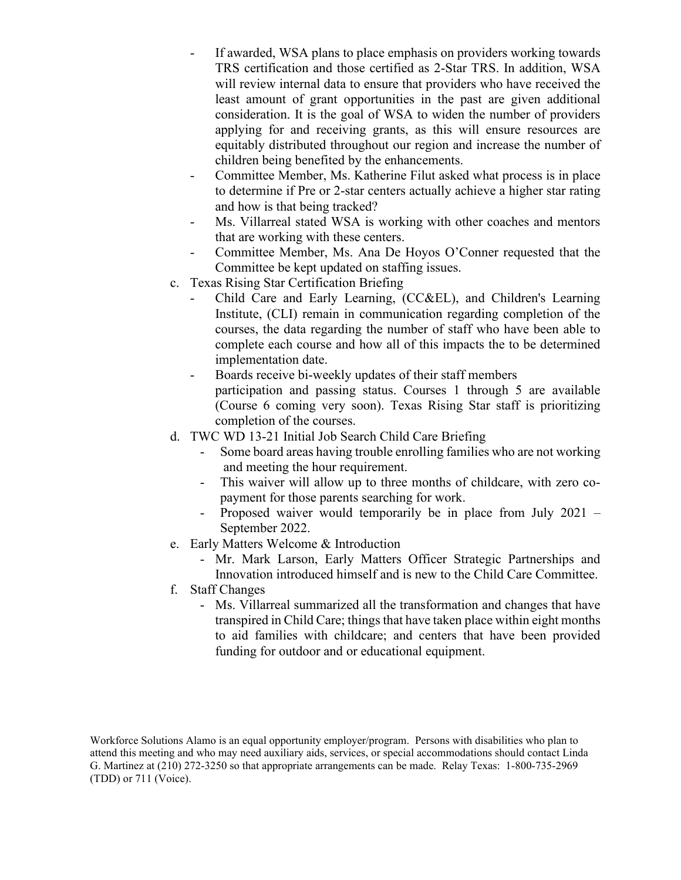- If awarded, WSA plans to place emphasis on providers working towards TRS certification and those certified as 2-Star TRS. In addition, WSA will review internal data to ensure that providers who have received the least amount of grant opportunities in the past are given additional consideration. It is the goal of WSA to widen the number of providers applying for and receiving grants, as this will ensure resources are equitably distributed throughout our region and increase the number of children being benefited by the enhancements.
   - Committee Member, Ms. Katherine Filut asked what process is in place to determine if Pre or 2-star centers actually achieve a higher star rating and how is that being tracked?
   - Ms. Villarreal stated WSA is working with other coaches and mentors that are working with these centers.
   - Committee Member, Ms. Ana De Hoyos O'Conner requested that the Committee be kept updated on staffing issues.

c. Texas Rising Star Certification Briefing
   - Child Care and Early Learning, (CC&EL), and Children's Learning Institute, (CLI) remain in communication regarding completion of the courses, the data regarding the number of staff who have been able to complete each course and how all of this impacts the to be determined implementation date.
   - Boards receive bi-weekly updates of their staff members participation and passing status. Courses 1 through 5 are available (Course 6 coming very soon). Texas Rising Star staff is prioritizing completion of the courses.

d. TWC WD 13-21 Initial Job Search Child Care Briefing
   - Some board areas having trouble enrolling families who are not working and meeting the hour requirement.
   - This waiver will allow up to three months of childcare, with zero co-payment for those parents searching for work.
   - Proposed waiver would temporarily be in place from July 2021 – September 2022.

e. Early Matters Welcome & Introduction
   - Mr. Mark Larson, Early Matters Officer Strategic Partnerships and Innovation introduced himself and is new to the Child Care Committee.

f. Staff Changes
   - Ms. Villarreal summarized all the transformation and changes that have transpired in Child Care; things that have taken place within eight months to aid families with childcare; and centers that have been provided funding for outdoor and or educational equipment.

Workforce Solutions Alamo is an equal opportunity employer/program. Persons with disabilities who plan to attend this meeting and who may need auxiliary aids, services, or special accommodations should contact Linda G. Martinez at (210) 272-3250 so that appropriate arrangements can be made. Relay Texas: 1-800-735-2969 (TDD) or 711 (Voice).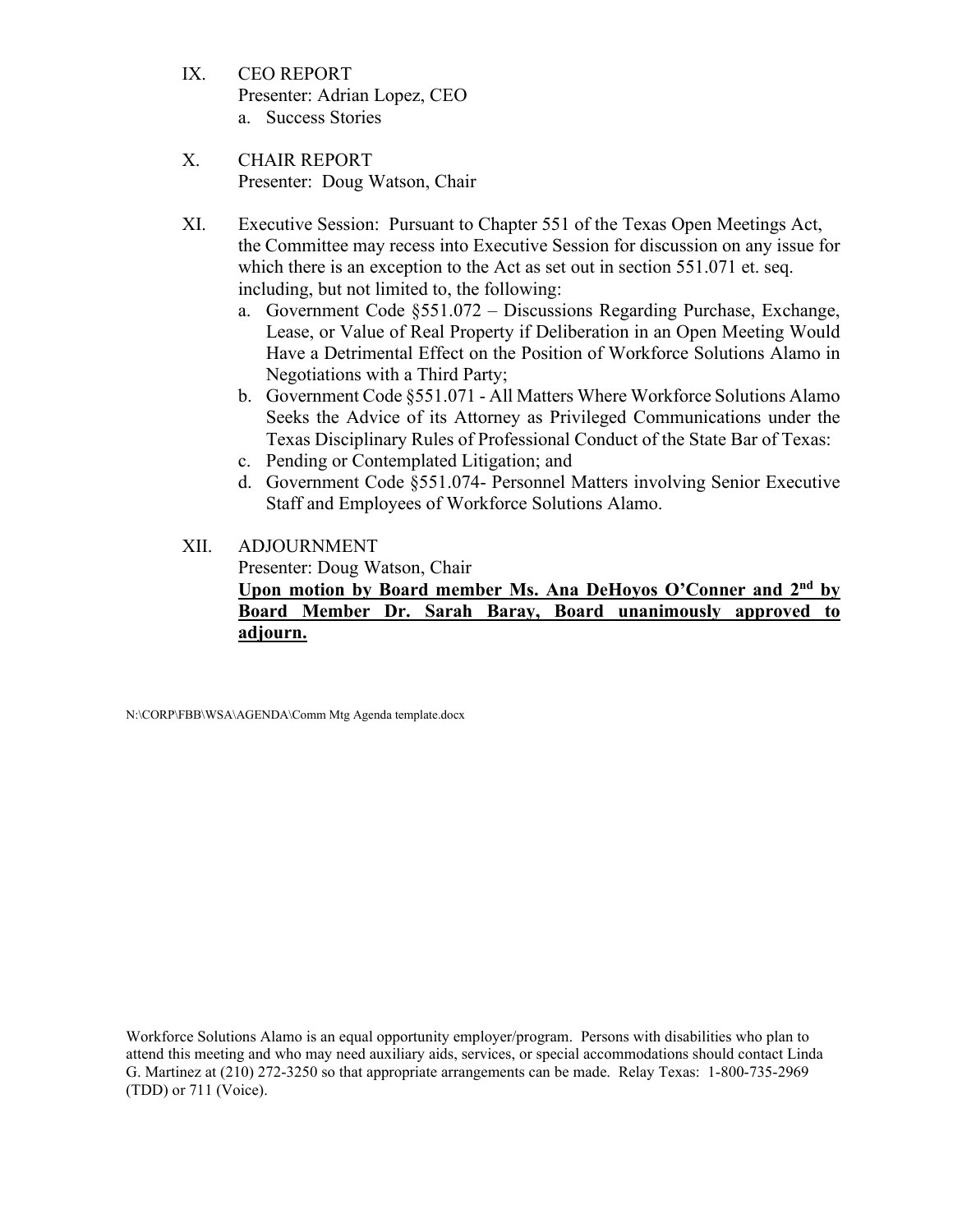IX. CEO REPORT
Presenter: Adrian Lopez, CEO
a. Success Stories

X. CHAIR REPORT
Presenter: Doug Watson, Chair

XI. Executive Session: Pursuant to Chapter 551 of the Texas Open Meetings Act, the Committee may recess into Executive Session for discussion on any issue for which there is an exception to the Act as set out in section 551.071 et. seq. including, but not limited to, the following:
a. Government Code §551.072 – Discussions Regarding Purchase, Exchange, Lease, or Value of Real Property if Deliberation in an Open Meeting Would Have a Detrimental Effect on the Position of Workforce Solutions Alamo in Negotiations with a Third Party;
b. Government Code §551.071 - All Matters Where Workforce Solutions Alamo Seeks the Advice of its Attorney as Privileged Communications under the Texas Disciplinary Rules of Professional Conduct of the State Bar of Texas:
c. Pending or Contemplated Litigation; and
d. Government Code §551.074- Personnel Matters involving Senior Executive Staff and Employees of Workforce Solutions Alamo.

XII. ADJOURNMENT
Presenter: Doug Watson, Chair
**Upon motion by Board member Ms. Ana DeHoyos O'Conner and 2nd by Board Member Dr. Sarah Baray, Board unanimously approved to adjourn.**

N:\CORP\FBB\WSA\AGENDA\Comm Mtg Agenda template.docx

Workforce Solutions Alamo is an equal opportunity employer/program. Persons with disabilities who plan to attend this meeting and who may need auxiliary aids, services, or special accommodations should contact Linda G. Martinez at (210) 272-3250 so that appropriate arrangements can be made. Relay Texas: 1-800-735-2969 (TDD) or 711 (Voice).